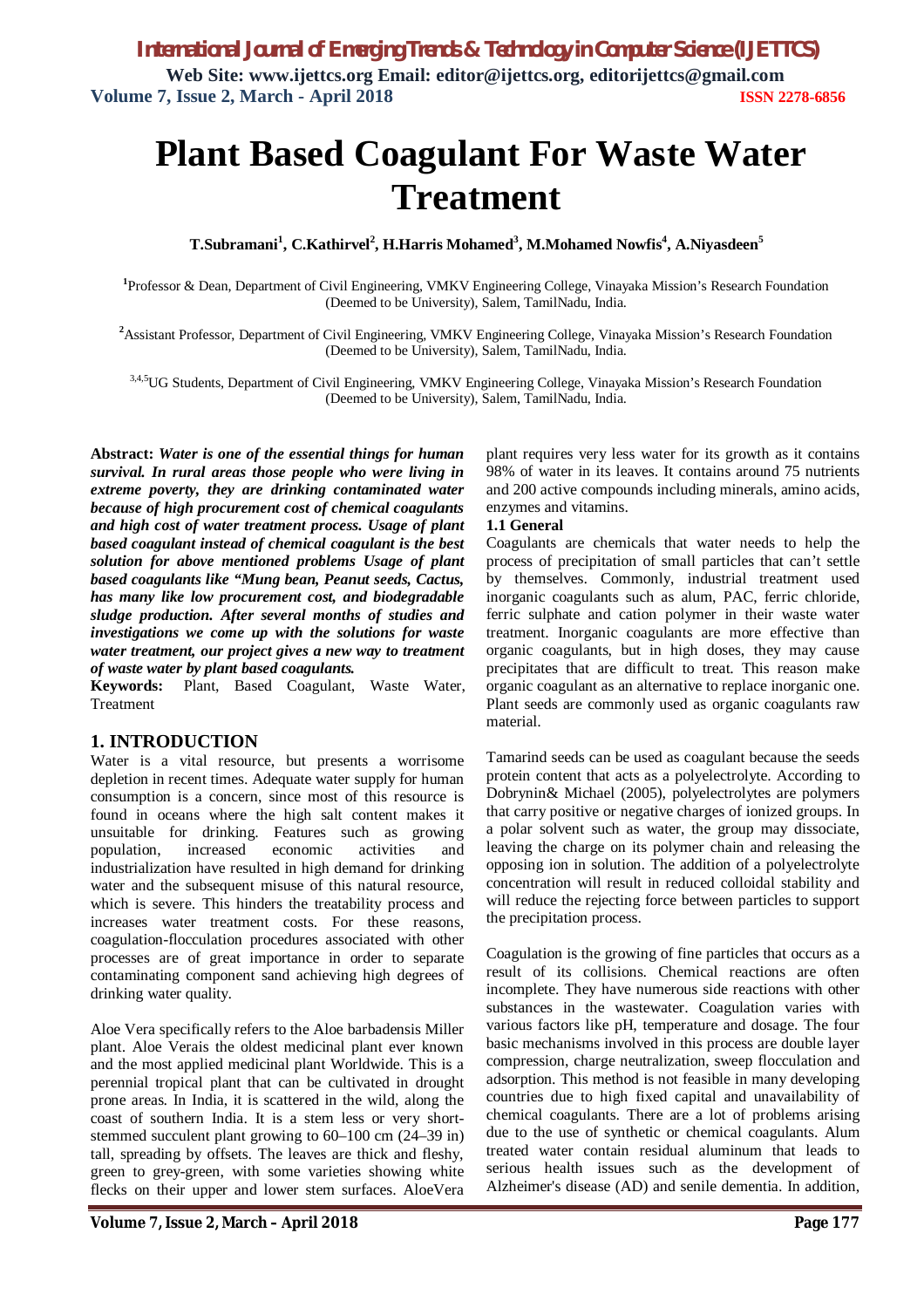# Plant Based Coagulant For Waste Water Treatment

**T.Subramani[1], C.Kathirvel[2], H.Harris Mohamed[3], M.Mohamed Nowfis[4], A.Niyasdeen[5]**

[1]Professor & Dean, Department of Civil Engineering, VMKV Engineering College, Vinayaka Mission's Research Foundation (Deemed to be University), Salem, TamilNadu, India.

[2]Assistant Professor, Department of Civil Engineering, VMKV Engineering College, Vinayaka Mission's Research Foundation (Deemed to be University), Salem, TamilNadu, India.

[3,4,5]UG Students, Department of Civil Engineering, VMKV Engineering College, Vinayaka Mission's Research Foundation (Deemed to be University), Salem, TamilNadu, India.

**Abstract:** ***Water is one of the essential things for human survival. In rural areas those people who were living in extreme poverty, they are drinking contaminated water because of high procurement cost of chemical coagulants and high cost of water treatment process. Usage of plant based coagulant instead of chemical coagulant is the best solution for above mentioned problems Usage of plant based coagulants like "Mung bean, Peanut seeds, Cactus, has many like low procurement cost, and biodegradable sludge production. After several months of studies and investigations we come up with the solutions for waste water treatment, our project gives a new way to treatment of waste water by plant based coagulants.***

**Keywords:** Plant, Based Coagulant, Waste Water, Treatment

## 1. INTRODUCTION

Water is a vital resource, but presents a worrisome depletion in recent times. Adequate water supply for human consumption is a concern, since most of this resource is found in oceans where the high salt content makes it unsuitable for drinking. Features such as growing population, increased economic activities and industrialization have resulted in high demand for drinking water and the subsequent misuse of this natural resource, which is severe. This hinders the treatability process and increases water treatment costs. For these reasons, coagulation-flocculation procedures associated with other processes are of great importance in order to separate contaminating component sand achieving high degrees of drinking water quality.

Aloe Vera specifically refers to the Aloe barbadensis Miller plant. Aloe Verais the oldest medicinal plant ever known and the most applied medicinal plant Worldwide. This is a perennial tropical plant that can be cultivated in drought prone areas. In India, it is scattered in the wild, along the coast of southern India. It is a stem less or very short-stemmed succulent plant growing to 60–100 cm (24–39 in) tall, spreading by offsets. The leaves are thick and fleshy, green to grey-green, with some varieties showing white flecks on their upper and lower stem surfaces. AloeVera plant requires very less water for its growth as it contains 98% of water in its leaves. It contains around 75 nutrients and 200 active compounds including minerals, amino acids, enzymes and vitamins.

### 1.1 General

Coagulants are chemicals that water needs to help the process of precipitation of small particles that can't settle by themselves. Commonly, industrial treatment used inorganic coagulants such as alum, PAC, ferric chloride, ferric sulphate and cation polymer in their waste water treatment. Inorganic coagulants are more effective than organic coagulants, but in high doses, they may cause precipitates that are difficult to treat. This reason make organic coagulant as an alternative to replace inorganic one. Plant seeds are commonly used as organic coagulants raw material.

Tamarind seeds can be used as coagulant because the seeds protein content that acts as a polyelectrolyte. According to Dobrynin& Michael (2005), polyelectrolytes are polymers that carry positive or negative charges of ionized groups. In a polar solvent such as water, the group may dissociate, leaving the charge on its polymer chain and releasing the opposing ion in solution. The addition of a polyelectrolyte concentration will result in reduced colloidal stability and will reduce the rejecting force between particles to support the precipitation process.

Coagulation is the growing of fine particles that occurs as a result of its collisions. Chemical reactions are often incomplete. They have numerous side reactions with other substances in the wastewater. Coagulation varies with various factors like pH, temperature and dosage. The four basic mechanisms involved in this process are double layer compression, charge neutralization, sweep flocculation and adsorption. This method is not feasible in many developing countries due to high fixed capital and unavailability of chemical coagulants. There are a lot of problems arising due to the use of synthetic or chemical coagulants. Alum treated water contain residual aluminum that leads to serious health issues such as the development of Alzheimer's disease (AD) and senile dementia. In addition,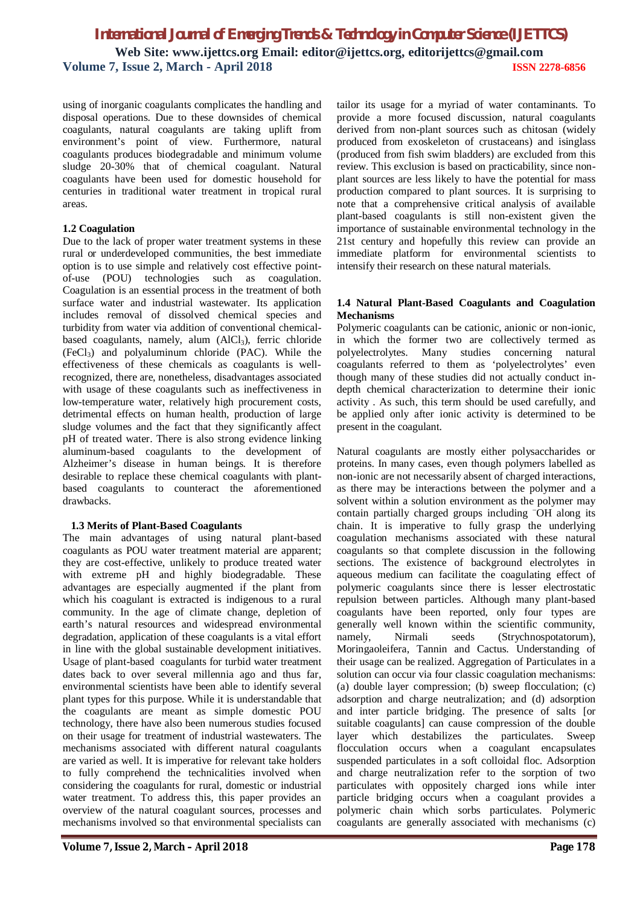using of inorganic coagulants complicates the handling and disposal operations. Due to these downsides of chemical coagulants, natural coagulants are taking uplift from environment's point of view. Furthermore, natural coagulants produces biodegradable and minimum volume sludge 20-30% that of chemical coagulant. Natural coagulants have been used for domestic household for centuries in traditional water treatment in tropical rural areas.

### 1.2 Coagulation

Due to the lack of proper water treatment systems in these rural or underdeveloped communities, the best immediate option is to use simple and relatively cost effective point-of-use (POU) technologies such as coagulation. Coagulation is an essential process in the treatment of both surface water and industrial wastewater. Its application includes removal of dissolved chemical species and turbidity from water via addition of conventional chemical-based coagulants, namely, alum ($AlCl_3$), ferric chloride ($FeCl_3$) and polyaluminum chloride (PAC). While the effectiveness of these chemicals as coagulants is well-recognized, there are, nonetheless, disadvantages associated with usage of these coagulants such as ineffectiveness in low-temperature water, relatively high procurement costs, detrimental effects on human health, production of large sludge volumes and the fact that they significantly affect pH of treated water. There is also strong evidence linking aluminum-based coagulants to the development of Alzheimer's disease in human beings. It is therefore desirable to replace these chemical coagulants with plant-based coagulants to counteract the aforementioned drawbacks.

### 1.3 Merits of Plant-Based Coagulants

The main advantages of using natural plant-based coagulants as POU water treatment material are apparent; they are cost-effective, unlikely to produce treated water with extreme pH and highly biodegradable. These advantages are especially augmented if the plant from which his coagulant is extracted is indigenous to a rural community. In the age of climate change, depletion of earth's natural resources and widespread environmental degradation, application of these coagulants is a vital effort in line with the global sustainable development initiatives. Usage of plant-based coagulants for turbid water treatment dates back to over several millennia ago and thus far, environmental scientists have been able to identify several plant types for this purpose. While it is understandable that the coagulants are meant as simple domestic POU technology, there have also been numerous studies focused on their usage for treatment of industrial wastewaters. The mechanisms associated with different natural coagulants are varied as well. It is imperative for relevant take holders to fully comprehend the technicalities involved when considering the coagulants for rural, domestic or industrial water treatment. To address this, this paper provides an overview of the natural coagulant sources, processes and mechanisms involved so that environmental specialists can tailor its usage for a myriad of water contaminants. To provide a more focused discussion, natural coagulants derived from non-plant sources such as chitosan (widely produced from exoskeleton of crustaceans) and isinglass (produced from fish swim bladders) are excluded from this review. This exclusion is based on practicability, since non-plant sources are less likely to have the potential for mass production compared to plant sources. It is surprising to note that a comprehensive critical analysis of available plant-based coagulants is still non-existent given the importance of sustainable environmental technology in the 21st century and hopefully this review can provide an immediate platform for environmental scientists to intensify their research on these natural materials.

### 1.4 Natural Plant-Based Coagulants and Coagulation Mechanisms

Polymeric coagulants can be cationic, anionic or non-ionic, in which the former two are collectively termed as polyelectrolytes. Many studies concerning natural coagulants referred to them as 'polyelectrolytes' even though many of these studies did not actually conduct in-depth chemical characterization to determine their ionic activity . As such, this term should be used carefully, and be applied only after ionic activity is determined to be present in the coagulant.

Natural coagulants are mostly either polysaccharides or proteins. In many cases, even though polymers labelled as non-ionic are not necessarily absent of charged interactions, as there may be interactions between the polymer and a solvent within a solution environment as the polymer may contain partially charged groups including $^{-}OH$ along its chain. It is imperative to fully grasp the underlying coagulation mechanisms associated with these natural coagulants so that complete discussion in the following sections. The existence of background electrolytes in aqueous medium can facilitate the coagulating effect of polymeric coagulants since there is lesser electrostatic repulsion between particles. Although many plant-based coagulants have been reported, only four types are generally well known within the scientific community, namely, Nirmali seeds (Strychnospotatorum), Moringaoleifera, Tannin and Cactus. Understanding of their usage can be realized. Aggregation of Particulates in a solution can occur via four classic coagulation mechanisms: (a) double layer compression; (b) sweep flocculation; (c) adsorption and charge neutralization; and (d) adsorption and inter particle bridging. The presence of salts [or suitable coagulants] can cause compression of the double layer which destabilizes the particulates. Sweep flocculation occurs when a coagulant encapsulates suspended particulates in a soft colloidal floc. Adsorption and charge neutralization refer to the sorption of two particulates with oppositely charged ions while inter particle bridging occurs when a coagulant provides a polymeric chain which sorbs particulates. Polymeric coagulants are generally associated with mechanisms (c)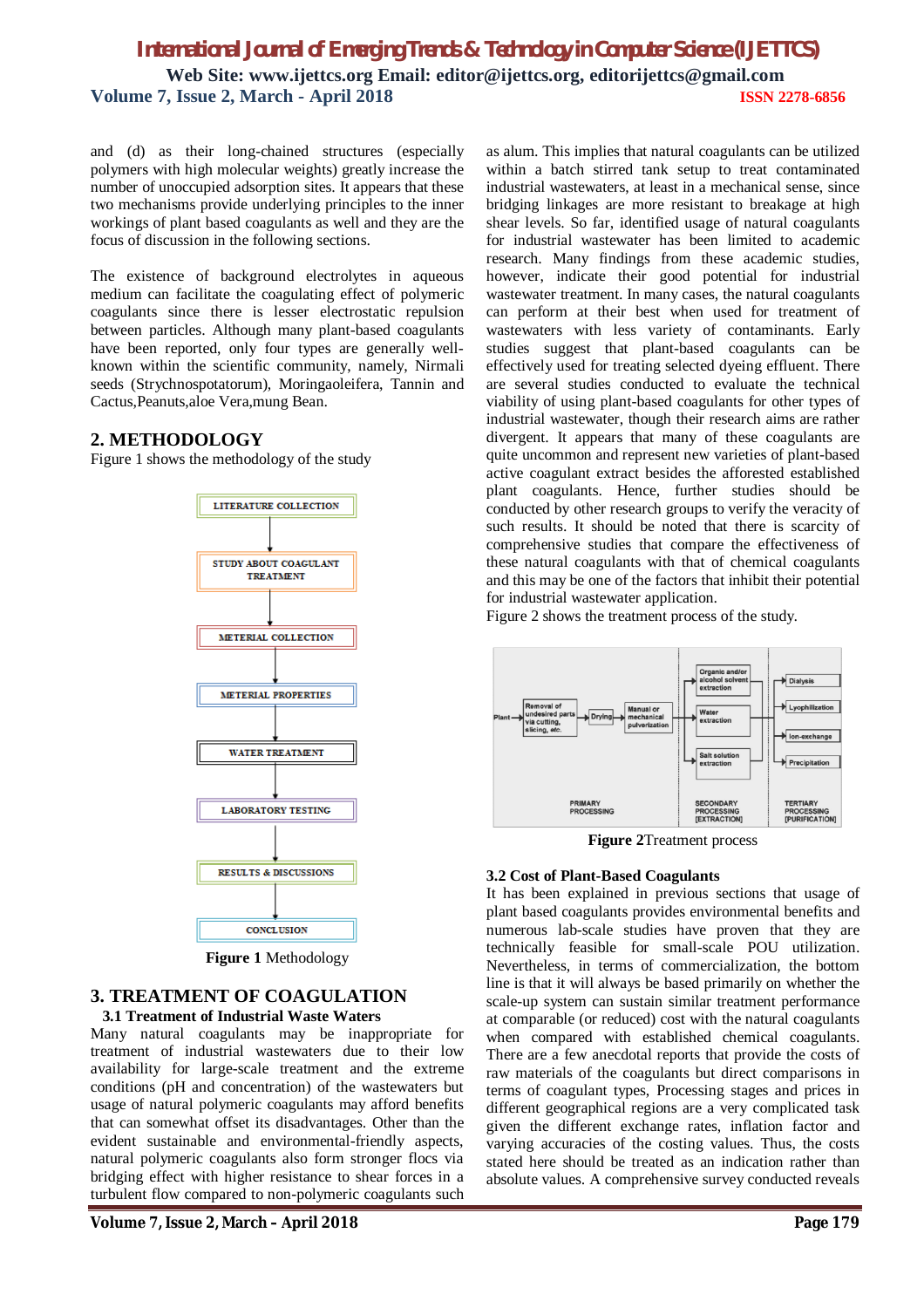and (d) as their long-chained structures (especially polymers with high molecular weights) greatly increase the number of unoccupied adsorption sites. It appears that these two mechanisms provide underlying principles to the inner workings of plant based coagulants as well and they are the focus of discussion in the following sections.

The existence of background electrolytes in aqueous medium can facilitate the coagulating effect of polymeric coagulants since there is lesser electrostatic repulsion between particles. Although many plant-based coagulants have been reported, only four types are generally well-known within the scientific community, namely, Nirmali seeds (Strychnospotatorum), Moringaoleifera, Tannin and Cactus,Peanuts,aloe Vera,mung Bean.

## 2. METHODOLOGY

Figure 1 shows the methodology of the study

LITERATURE COLLECTION → STUDY ABOUT COAGULANT TREATMENT → METERIAL COLLECTION → METERIAL PROPERTIES → WATER TREATMENT → LABORATORY TESTING → RESULTS & DISCUSSIONS → CONCLUSION

**Figure 1** Methodology

## 3. TREATMENT OF COAGULATION

### 3.1 Treatment of Industrial Waste Waters

Many natural coagulants may be inappropriate for treatment of industrial wastewaters due to their low availability for large-scale treatment and the extreme conditions (pH and concentration) of the wastewaters but usage of natural polymeric coagulants may afford benefits that can somewhat offset its disadvantages. Other than the evident sustainable and environmental-friendly aspects, natural polymeric coagulants also form stronger flocs via bridging effect with higher resistance to shear forces in a turbulent flow compared to non-polymeric coagulants such as alum. This implies that natural coagulants can be utilized within a batch stirred tank setup to treat contaminated industrial wastewaters, at least in a mechanical sense, since bridging linkages are more resistant to breakage at high shear levels. So far, identified usage of natural coagulants for industrial wastewater has been limited to academic research. Many findings from these academic studies, however, indicate their good potential for industrial wastewater treatment. In many cases, the natural coagulants can perform at their best when used for treatment of wastewaters with less variety of contaminants. Early studies suggest that plant-based coagulants can be effectively used for treating selected dyeing effluent. There are several studies conducted to evaluate the technical viability of using plant-based coagulants for other types of industrial wastewater, though their research aims are rather divergent. It appears that many of these coagulants are quite uncommon and represent new varieties of plant-based active coagulant extract besides the afforested established plant coagulants. Hence, further studies should be conducted by other research groups to verify the veracity of such results. It should be noted that there is scarcity of comprehensive studies that compare the effectiveness of these natural coagulants with that of chemical coagulants and this may be one of the factors that inhibit their potential for industrial wastewater application.

Figure 2 shows the treatment process of the study.

Plant → Removal of undesired parts via cutting, slicing, etc. → Drying → Manual or mechanical pulverization → [Organic and/or alcohol solvent extraction | Water extraction | Salt solution extraction] → [Dialysis | Lyophilization | Ion-exchange | Precipitation]

PRIMARY PROCESSING | SECONDARY PROCESSING [EXTRACTION] | TERTIARY PROCESSING [PURIFICATION]

**Figure 2** Treatment process

### 3.2 Cost of Plant-Based Coagulants

It has been explained in previous sections that usage of plant based coagulants provides environmental benefits and numerous lab-scale studies have proven that they are technically feasible for small-scale POU utilization. Nevertheless, in terms of commercialization, the bottom line is that it will always be based primarily on whether the scale-up system can sustain similar treatment performance at comparable (or reduced) cost with the natural coagulants when compared with established chemical coagulants. There are a few anecdotal reports that provide the costs of raw materials of the coagulants but direct comparisons in terms of coagulant types, Processing stages and prices in different geographical regions are a very complicated task given the different exchange rates, inflation factor and varying accuracies of the costing values. Thus, the costs stated here should be treated as an indication rather than absolute values. A comprehensive survey conducted reveals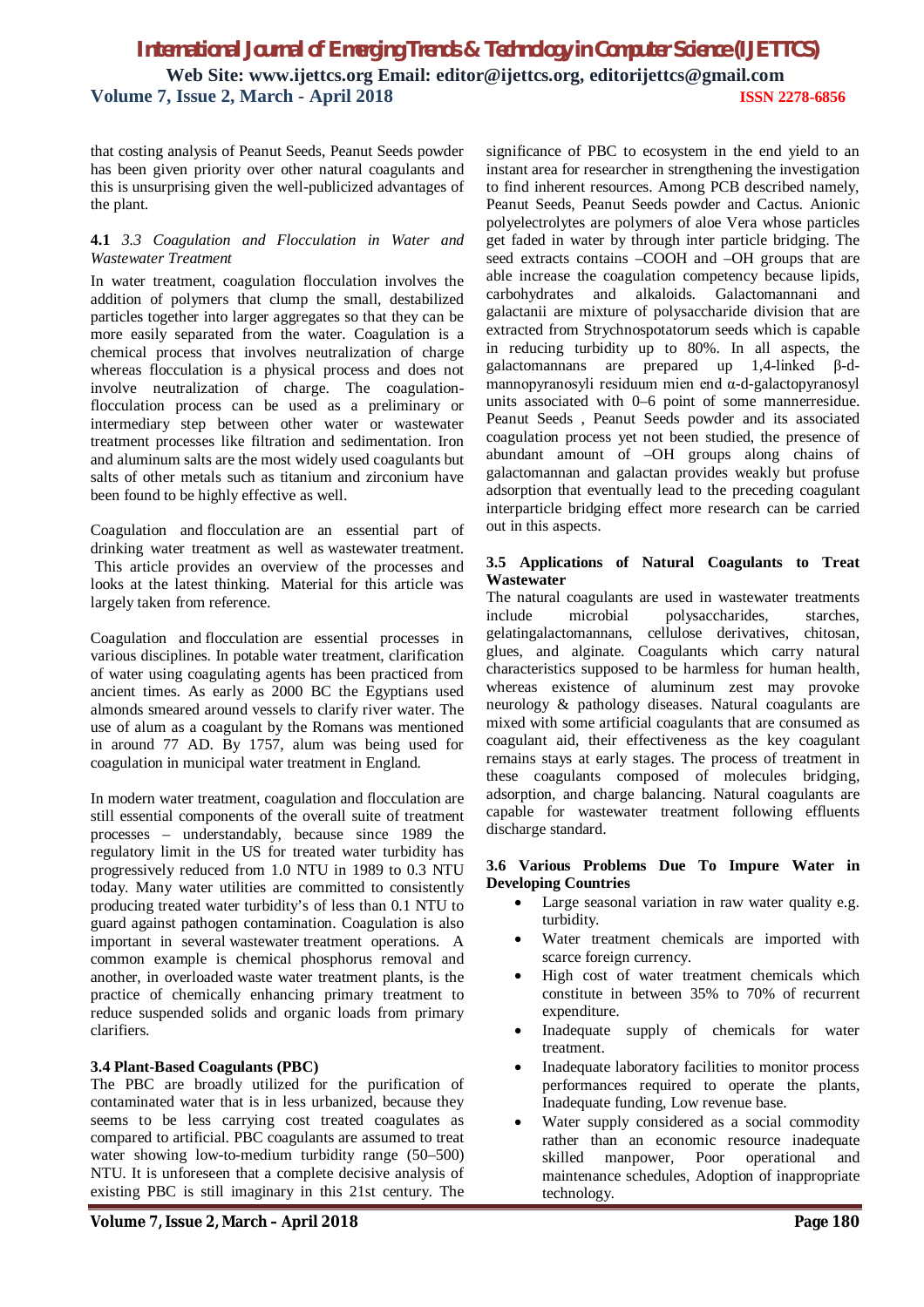that costing analysis of Peanut Seeds, Peanut Seeds powder has been given priority over other natural coagulants and this is unsurprising given the well-publicized advantages of the plant.

### 4.1 *3.3 Coagulation and Flocculation in Water and Wastewater Treatment*

In water treatment, coagulation flocculation involves the addition of polymers that clump the small, destabilized particles together into larger aggregates so that they can be more easily separated from the water. Coagulation is a chemical process that involves neutralization of charge whereas flocculation is a physical process and does not involve neutralization of charge. The coagulation-flocculation process can be used as a preliminary or intermediary step between other water or wastewater treatment processes like filtration and sedimentation. Iron and aluminum salts are the most widely used coagulants but salts of other metals such as titanium and zirconium have been found to be highly effective as well.

Coagulation and flocculation are an essential part of drinking water treatment as well as wastewater treatment. This article provides an overview of the processes and looks at the latest thinking. Material for this article was largely taken from reference.

Coagulation and flocculation are essential processes in various disciplines. In potable water treatment, clarification of water using coagulating agents has been practiced from ancient times. As early as 2000 BC the Egyptians used almonds smeared around vessels to clarify river water. The use of alum as a coagulant by the Romans was mentioned in around 77 AD. By 1757, alum was being used for coagulation in municipal water treatment in England.

In modern water treatment, coagulation and flocculation are still essential components of the overall suite of treatment processes – understandably, because since 1989 the regulatory limit in the US for treated water turbidity has progressively reduced from 1.0 NTU in 1989 to 0.3 NTU today. Many water utilities are committed to consistently producing treated water turbidity's of less than 0.1 NTU to guard against pathogen contamination. Coagulation is also important in several wastewater treatment operations. A common example is chemical phosphorus removal and another, in overloaded waste water treatment plants, is the practice of chemically enhancing primary treatment to reduce suspended solids and organic loads from primary clarifiers.

### 3.4 Plant-Based Coagulants (PBC)

The PBC are broadly utilized for the purification of contaminated water that is in less urbanized, because they seems to be less carrying cost treated coagulates as compared to artificial. PBC coagulants are assumed to treat water showing low-to-medium turbidity range (50–500) NTU. It is unforeseen that a complete decisive analysis of existing PBC is still imaginary in this 21st century. The significance of PBC to ecosystem in the end yield to an instant area for researcher in strengthening the investigation to find inherent resources. Among PCB described namely, Peanut Seeds, Peanut Seeds powder and Cactus. Anionic polyelectrolytes are polymers of aloe Vera whose particles get faded in water by through inter particle bridging. The seed extracts contains –COOH and –OH groups that are able increase the coagulation competency because lipids, carbohydrates and alkaloids. Galactomannani and galactanii are mixture of polysaccharide division that are extracted from Strychnospotatorum seeds which is capable in reducing turbidity up to 80%. In all aspects, the galactomannans are prepared up 1,4-linked β-d-mannopyranosyli residuum mien end α-d-galactopyranosyl units associated with 0–6 point of some mannerresidue. Peanut Seeds , Peanut Seeds powder and its associated coagulation process yet not been studied, the presence of abundant amount of –OH groups along chains of galactomannan and galactan provides weakly but profuse adsorption that eventually lead to the preceding coagulant interparticle bridging effect more research can be carried out in this aspects.

### 3.5 Applications of Natural Coagulants to Treat Wastewater

The natural coagulants are used in wastewater treatments include microbial polysaccharides, starches, gelatingalactomannans, cellulose derivatives, chitosan, glues, and alginate. Coagulants which carry natural characteristics supposed to be harmless for human health, whereas existence of aluminum zest may provoke neurology & pathology diseases. Natural coagulants are mixed with some artificial coagulants that are consumed as coagulant aid, their effectiveness as the key coagulant remains stays at early stages. The process of treatment in these coagulants composed of molecules bridging, adsorption, and charge balancing. Natural coagulants are capable for wastewater treatment following effluents discharge standard.

### 3.6 Various Problems Due To Impure Water in Developing Countries

- Large seasonal variation in raw water quality e.g. turbidity.
- Water treatment chemicals are imported with scarce foreign currency.
- High cost of water treatment chemicals which constitute in between 35% to 70% of recurrent expenditure.
- Inadequate supply of chemicals for water treatment.
- Inadequate laboratory facilities to monitor process performances required to operate the plants, Inadequate funding, Low revenue base.
- Water supply considered as a social commodity rather than an economic resource inadequate skilled manpower, Poor operational and maintenance schedules, Adoption of inappropriate technology.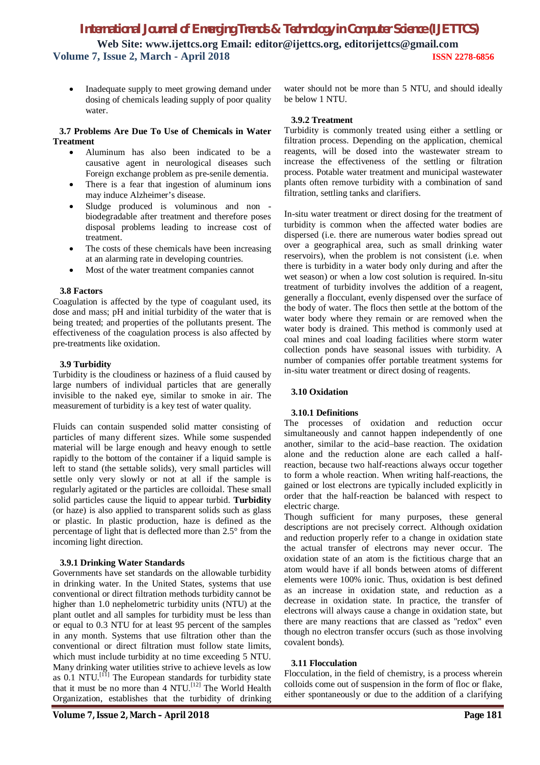- Inadequate supply to meet growing demand under dosing of chemicals leading supply of poor quality water.

### 3.7 Problems Are Due To Use of Chemicals in Water Treatment

- Aluminum has also been indicated to be a causative agent in neurological diseases such Foreign exchange problem as pre-senile dementia.
- There is a fear that ingestion of aluminum ions may induce Alzheimer's disease.
- Sludge produced is voluminous and non - biodegradable after treatment and therefore poses disposal problems leading to increase cost of treatment.
- The costs of these chemicals have been increasing at an alarming rate in developing countries.
- Most of the water treatment companies cannot

### 3.8 Factors

Coagulation is affected by the type of coagulant used, its dose and mass; pH and initial turbidity of the water that is being treated; and properties of the pollutants present. The effectiveness of the coagulation process is also affected by pre-treatments like oxidation.

### 3.9 Turbidity

Turbidity is the cloudiness or haziness of a fluid caused by large numbers of individual particles that are generally invisible to the naked eye, similar to smoke in air. The measurement of turbidity is a key test of water quality.

Fluids can contain suspended solid matter consisting of particles of many different sizes. While some suspended material will be large enough and heavy enough to settle rapidly to the bottom of the container if a liquid sample is left to stand (the settable solids), very small particles will settle only very slowly or not at all if the sample is regularly agitated or the particles are colloidal. These small solid particles cause the liquid to appear turbid. **Turbidity** (or haze) is also applied to transparent solids such as glass or plastic. In plastic production, haze is defined as the percentage of light that is deflected more than 2.5° from the incoming light direction.

#### 3.9.1 Drinking Water Standards

Governments have set standards on the allowable turbidity in drinking water. In the United States, systems that use conventional or direct filtration methods turbidity cannot be higher than 1.0 nephelometric turbidity units (NTU) at the plant outlet and all samples for turbidity must be less than or equal to 0.3 NTU for at least 95 percent of the samples in any month. Systems that use filtration other than the conventional or direct filtration must follow state limits, which must include turbidity at no time exceeding 5 NTU. Many drinking water utilities strive to achieve levels as low as 0.1 NTU.[11] The European standards for turbidity state that it must be no more than 4 NTU.[12] The World Health Organization, establishes that the turbidity of drinking water should not be more than 5 NTU, and should ideally be below 1 NTU.

#### 3.9.2 Treatment

Turbidity is commonly treated using either a settling or filtration process. Depending on the application, chemical reagents, will be dosed into the wastewater stream to increase the effectiveness of the settling or filtration process. Potable water treatment and municipal wastewater plants often remove turbidity with a combination of sand filtration, settling tanks and clarifiers.

In-situ water treatment or direct dosing for the treatment of turbidity is common when the affected water bodies are dispersed (i.e. there are numerous water bodies spread out over a geographical area, such as small drinking water reservoirs), when the problem is not consistent (i.e. when there is turbidity in a water body only during and after the wet season) or when a low cost solution is required. In-situ treatment of turbidity involves the addition of a reagent, generally a flocculant, evenly dispensed over the surface of the body of water. The flocs then settle at the bottom of the water body where they remain or are removed when the water body is drained. This method is commonly used at coal mines and coal loading facilities where storm water collection ponds have seasonal issues with turbidity. A number of companies offer portable treatment systems for in-situ water treatment or direct dosing of reagents.

### 3.10 Oxidation

#### 3.10.1 Definitions

The processes of oxidation and reduction occur simultaneously and cannot happen independently of one another, similar to the acid–base reaction. The oxidation alone and the reduction alone are each called a half-reaction, because two half-reactions always occur together to form a whole reaction. When writing half-reactions, the gained or lost electrons are typically included explicitly in order that the half-reaction be balanced with respect to electric charge.

Though sufficient for many purposes, these general descriptions are not precisely correct. Although oxidation and reduction properly refer to a change in oxidation state the actual transfer of electrons may never occur. The oxidation state of an atom is the fictitious charge that an atom would have if all bonds between atoms of different elements were 100% ionic. Thus, oxidation is best defined as an increase in oxidation state, and reduction as a decrease in oxidation state. In practice, the transfer of electrons will always cause a change in oxidation state, but there are many reactions that are classed as "redox" even though no electron transfer occurs (such as those involving covalent bonds).

### 3.11 Flocculation

Flocculation, in the field of chemistry, is a process wherein colloids come out of suspension in the form of floc or flake, either spontaneously or due to the addition of a clarifying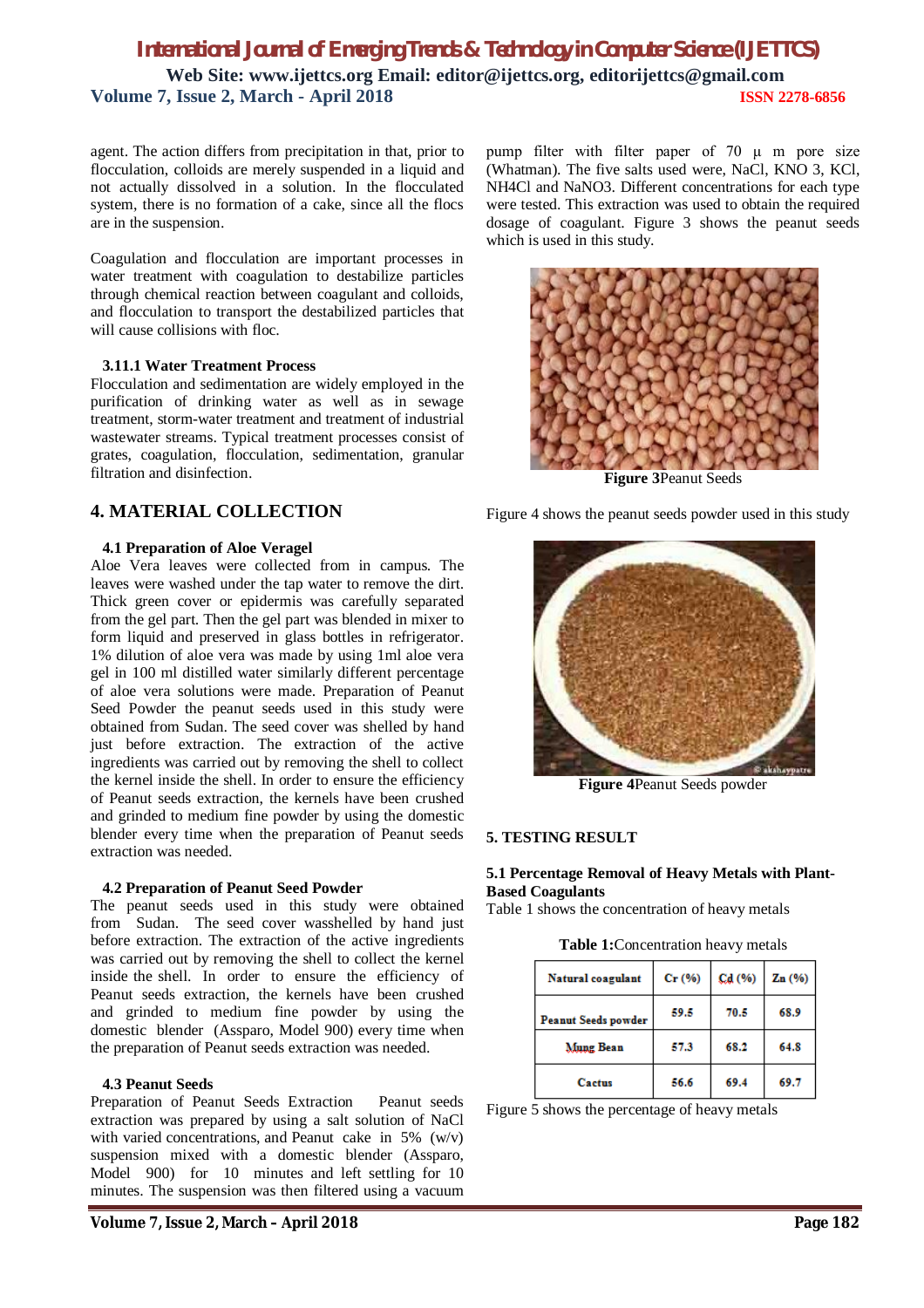agent. The action differs from precipitation in that, prior to flocculation, colloids are merely suspended in a liquid and not actually dissolved in a solution. In the flocculated system, there is no formation of a cake, since all the flocs are in the suspension.

Coagulation and flocculation are important processes in water treatment with coagulation to destabilize particles through chemical reaction between coagulant and colloids, and flocculation to transport the destabilized particles that will cause collisions with floc.

### 3.11.1 Water Treatment Process

Flocculation and sedimentation are widely employed in the purification of drinking water as well as in sewage treatment, storm-water treatment and treatment of industrial wastewater streams. Typical treatment processes consist of grates, coagulation, flocculation, sedimentation, granular filtration and disinfection.

## 4. MATERIAL COLLECTION

### 4.1 Preparation of Aloe Veragel

Aloe Vera leaves were collected from in campus. The leaves were washed under the tap water to remove the dirt. Thick green cover or epidermis was carefully separated from the gel part. Then the gel part was blended in mixer to form liquid and preserved in glass bottles in refrigerator. 1% dilution of aloe vera was made by using 1ml aloe vera gel in 100 ml distilled water similarly different percentage of aloe vera solutions were made. Preparation of Peanut Seed Powder the peanut seeds used in this study were obtained from Sudan. The seed cover was shelled by hand just before extraction. The extraction of the active ingredients was carried out by removing the shell to collect the kernel inside the shell. In order to ensure the efficiency of Peanut seeds extraction, the kernels have been crushed and grinded to medium fine powder by using the domestic blender every time when the preparation of Peanut seeds extraction was needed.

### 4.2 Preparation of Peanut Seed Powder

The peanut seeds used in this study were obtained from Sudan. The seed cover wasshelled by hand just before extraction. The extraction of the active ingredients was carried out by removing the shell to collect the kernel inside the shell. In order to ensure the efficiency of Peanut seeds extraction, the kernels have been crushed and grinded to medium fine powder by using the domestic blender (Assparo, Model 900) every time when the preparation of Peanut seeds extraction was needed.

### 4.3 Peanut Seeds

Preparation of Peanut Seeds Extraction Peanut seeds extraction was prepared by using a salt solution of NaCl with varied concentrations, and Peanut cake in 5% (w/v) suspension mixed with a domestic blender (Assparo, Model 900) for 10 minutes and left settling for 10 minutes. The suspension was then filtered using a vacuum pump filter with filter paper of 70 µ m pore size (Whatman). The five salts used were, NaCl, KNO 3, KCl, NH4Cl and NaNO3. Different concentrations for each type were tested. This extraction was used to obtain the required dosage of coagulant. Figure 3 shows the peanut seeds which is used in this study.

**Figure 3**Peanut Seeds

Figure 4 shows the peanut seeds powder used in this study

**Figure 4**Peanut Seeds powder

## 5. TESTING RESULT

### 5.1 Percentage Removal of Heavy Metals with Plant-Based Coagulants

Table 1 shows the concentration of heavy metals

**Table 1:**Concentration heavy metals

| Natural coagulant | Cr (%) | Cd (%) | Zn (%) |
|---|---|---|---|
| Peanut Seeds powder | 59.5 | 70.5 | 68.9 |
| Mung Bean | 57.3 | 68.2 | 64.8 |
| Cactus | 56.6 | 69.4 | 69.7 |

Figure 5 shows the percentage of heavy metals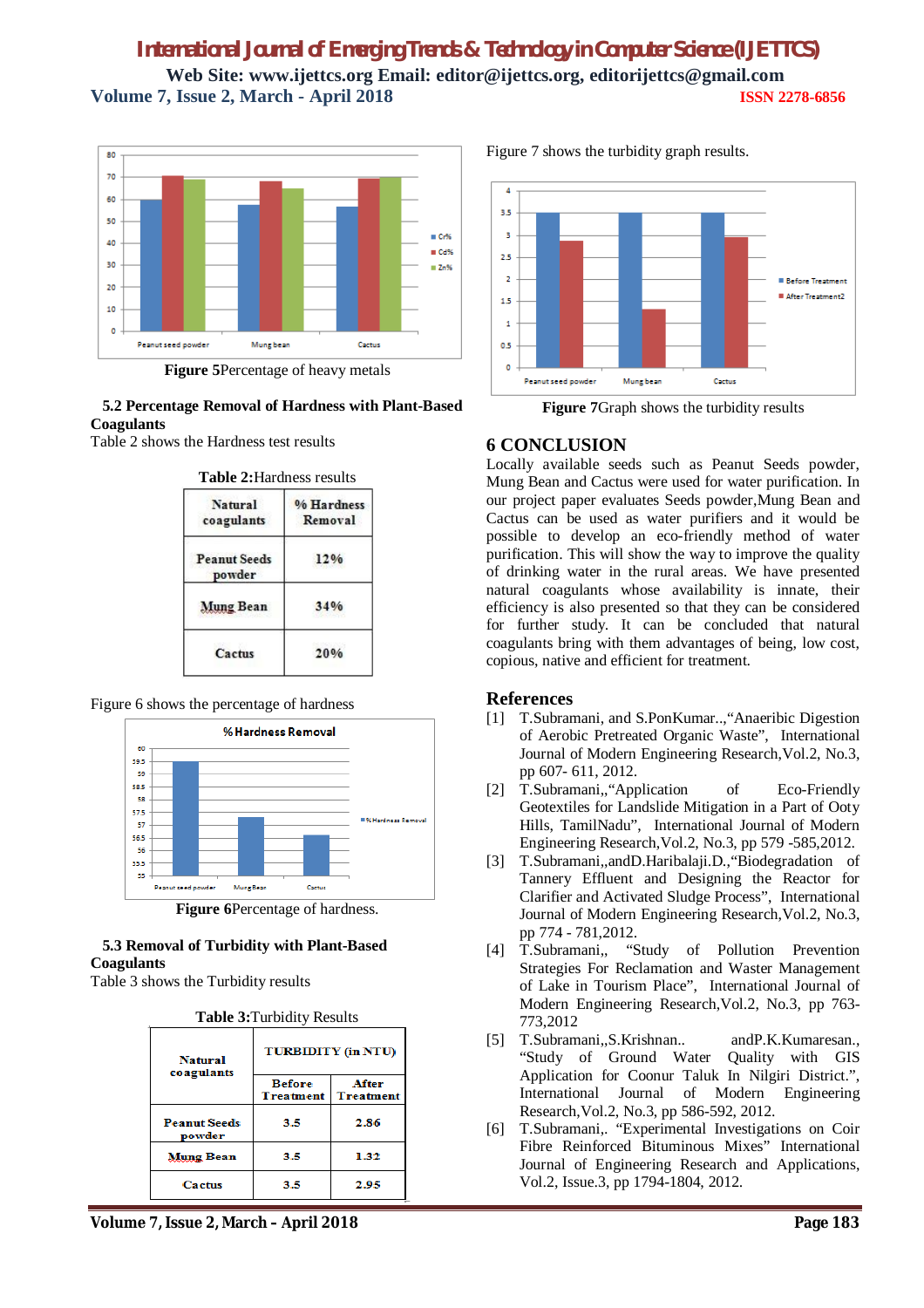**Figure 5**Percentage of heavy metals

### 5.2 Percentage Removal of Hardness with Plant-Based Coagulants

Table 2 shows the Hardness test results

**Table 2:**Hardness results

| Natural coagulants | % Hardness Removal |
|---|---|
| Peanut Seeds powder | 12% |
| Mung Bean | 34% |
| Cactus | 20% |

Figure 6 shows the percentage of hardness

**Figure 6**Percentage of hardness.

### 5.3 Removal of Turbidity with Plant-Based Coagulants

Table 3 shows the Turbidity results

**Table 3:**Turbidity Results

| Natural coagulants | TURBIDITY (in NTU) | |
|---|---|---|
| | Before Treatment | After Treatment |
| Peanut Seeds powder | 3.5 | 2.86 |
| Mung Bean | 3.5 | 1.32 |
| Cactus | 3.5 | 2.95 |

Figure 7 shows the turbidity graph results.

**Figure 7**Graph shows the turbidity results

## 6 CONCLUSION

Locally available seeds such as Peanut Seeds powder, Mung Bean and Cactus were used for water purification. In our project paper evaluates Seeds powder,Mung Bean and Cactus can be used as water purifiers and it would be possible to develop an eco-friendly method of water purification. This will show the way to improve the quality of drinking water in the rural areas. We have presented natural coagulants whose availability is innate, their efficiency is also presented so that they can be considered for further study. It can be concluded that natural coagulants bring with them advantages of being, low cost, copious, native and efficient for treatment.

## References

[1] T.Subramani, and S.PonKumar..,"Anaeribic Digestion of Aerobic Pretreated Organic Waste", International Journal of Modern Engineering Research,Vol.2, No.3, pp 607- 611, 2012.

[2] T.Subramani,,"Application of Eco-Friendly Geotextiles for Landslide Mitigation in a Part of Ooty Hills, TamilNadu", International Journal of Modern Engineering Research,Vol.2, No.3, pp 579 -585,2012.

[3] T.Subramani,,andD.Haribalaji.D.,"Biodegradation of Tannery Effluent and Designing the Reactor for Clarifier and Activated Sludge Process", International Journal of Modern Engineering Research,Vol.2, No.3, pp 774 - 781,2012.

[4] T.Subramani,, "Study of Pollution Prevention Strategies For Reclamation and Waster Management of Lake in Tourism Place", International Journal of Modern Engineering Research,Vol.2, No.3, pp 763-773,2012

[5] T.Subramani,,S.Krishnan.. andP.K.Kumaresan., "Study of Ground Water Quality with GIS Application for Coonur Taluk In Nilgiri District.", International Journal of Modern Engineering Research,Vol.2, No.3, pp 586-592, 2012.

[6] T.Subramani,. "Experimental Investigations on Coir Fibre Reinforced Bituminous Mixes" International Journal of Engineering Research and Applications, Vol.2, Issue.3, pp 1794-1804, 2012.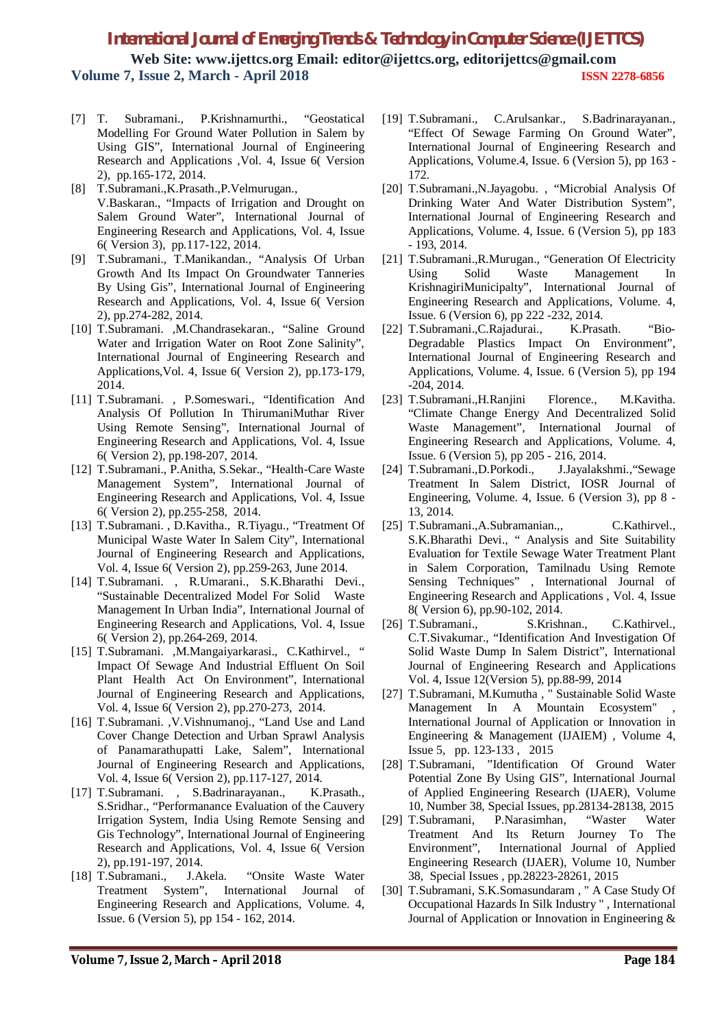[7] T. Subramani., P.Krishnamurthi., "Geostatical Modelling For Ground Water Pollution in Salem by Using GIS", International Journal of Engineering Research and Applications ,Vol. 4, Issue 6( Version 2), pp.165-172, 2014.

[8] T.Subramani.,K.Prasath.,P.Velmurugan., V.Baskaran., "Impacts of Irrigation and Drought on Salem Ground Water", International Journal of Engineering Research and Applications, Vol. 4, Issue 6( Version 3), pp.117-122, 2014.

[9] T.Subramani., T.Manikandan., "Analysis Of Urban Growth And Its Impact On Groundwater Tanneries By Using Gis", International Journal of Engineering Research and Applications, Vol. 4, Issue 6( Version 2), pp.274-282, 2014.

[10] T.Subramani. ,M.Chandrasekaran., "Saline Ground Water and Irrigation Water on Root Zone Salinity", International Journal of Engineering Research and Applications,Vol. 4, Issue 6( Version 2), pp.173-179, 2014.

[11] T.Subramani. , P.Someswari., "Identification And Analysis Of Pollution In ThirumaniMuthar River Using Remote Sensing", International Journal of Engineering Research and Applications, Vol. 4, Issue 6( Version 2), pp.198-207, 2014.

[12] T.Subramani., P.Anitha, S.Sekar., "Health-Care Waste Management System", International Journal of Engineering Research and Applications, Vol. 4, Issue 6( Version 2), pp.255-258, 2014.

[13] T.Subramani. , D.Kavitha., R.Tiyagu., "Treatment Of Municipal Waste Water In Salem City", International Journal of Engineering Research and Applications, Vol. 4, Issue 6( Version 2), pp.259-263, June 2014.

[14] T.Subramani. , R.Umarani., S.K.Bharathi Devi., "Sustainable Decentralized Model For Solid Waste Management In Urban India", International Journal of Engineering Research and Applications, Vol. 4, Issue 6( Version 2), pp.264-269, 2014.

[15] T.Subramani. ,M.Mangaiyarkarasi., C.Kathirvel., " Impact Of Sewage And Industrial Effluent On Soil Plant Health Act On Environment", International Journal of Engineering Research and Applications, Vol. 4, Issue 6( Version 2), pp.270-273, 2014.

[16] T.Subramani. ,V.Vishnumanoj., "Land Use and Land Cover Change Detection and Urban Sprawl Analysis of Panamarathupatti Lake, Salem", International Journal of Engineering Research and Applications, Vol. 4, Issue 6( Version 2), pp.117-127, 2014.

[17] T.Subramani. , S.Badrinarayanan., K.Prasath., S.Sridhar., "Performanance Evaluation of the Cauvery Irrigation System, India Using Remote Sensing and Gis Technology", International Journal of Engineering Research and Applications, Vol. 4, Issue 6( Version 2), pp.191-197, 2014.

[18] T.Subramani., J.Akela. "Onsite Waste Water Treatment System", International Journal of Engineering Research and Applications, Volume. 4, Issue. 6 (Version 5), pp 154 - 162, 2014.

[19] T.Subramani., C.Arulsankar., S.Badrinarayanan., "Effect Of Sewage Farming On Ground Water", International Journal of Engineering Research and Applications, Volume.4, Issue. 6 (Version 5), pp 163 - 172.

[20] T.Subramani.,N.Jayagobu. , "Microbial Analysis Of Drinking Water And Water Distribution System", International Journal of Engineering Research and Applications, Volume. 4, Issue. 6 (Version 5), pp 183 - 193, 2014.

[21] T.Subramani.,R.Murugan., "Generation Of Electricity Using Solid Waste Management In KrishnagiriMunicipalty", International Journal of Engineering Research and Applications, Volume. 4, Issue. 6 (Version 6), pp 222 -232, 2014.

[22] T.Subramani.,C.Rajadurai., K.Prasath. "Bio-Degradable Plastics Impact On Environment", International Journal of Engineering Research and Applications, Volume. 4, Issue. 6 (Version 5), pp 194 -204, 2014.

[23] T.Subramani.,H.Ranjini Florence., M.Kavitha. "Climate Change Energy And Decentralized Solid Waste Management", International Journal of Engineering Research and Applications, Volume. 4, Issue. 6 (Version 5), pp 205 - 216, 2014.

[24] T.Subramani.,D.Porkodi., J.Jayalakshmi.,"Sewage Treatment In Salem District, IOSR Journal of Engineering, Volume. 4, Issue. 6 (Version 3), pp 8 - 13, 2014.

[25] T.Subramani.,A.Subramanian.,, C.Kathirvel., S.K.Bharathi Devi., " Analysis and Site Suitability Evaluation for Textile Sewage Water Treatment Plant in Salem Corporation, Tamilnadu Using Remote Sensing Techniques" , International Journal of Engineering Research and Applications , Vol. 4, Issue 8( Version 6), pp.90-102, 2014.

[26] T.Subramani., S.Krishnan., C.Kathirvel., C.T.Sivakumar., "Identification And Investigation Of Solid Waste Dump In Salem District", International Journal of Engineering Research and Applications Vol. 4, Issue 12(Version 5), pp.88-99, 2014

[27] T.Subramani, M.Kumutha , " Sustainable Solid Waste Management In A Mountain Ecosystem" , International Journal of Application or Innovation in Engineering & Management (IJAIEM) , Volume 4, Issue 5, pp. 123-133 , 2015

[28] T.Subramani, "Identification Of Ground Water Potential Zone By Using GIS", International Journal of Applied Engineering Research (IJAER), Volume 10, Number 38, Special Issues, pp.28134-28138, 2015

[29] T.Subramani, P.Narasimhan, "Waster Water Treatment And Its Return Journey To The Environment", International Journal of Applied Engineering Research (IJAER), Volume 10, Number 38, Special Issues , pp.28223-28261, 2015

[30] T.Subramani, S.K.Somasundaram , " A Case Study Of Occupational Hazards In Silk Industry " , International Journal of Application or Innovation in Engineering &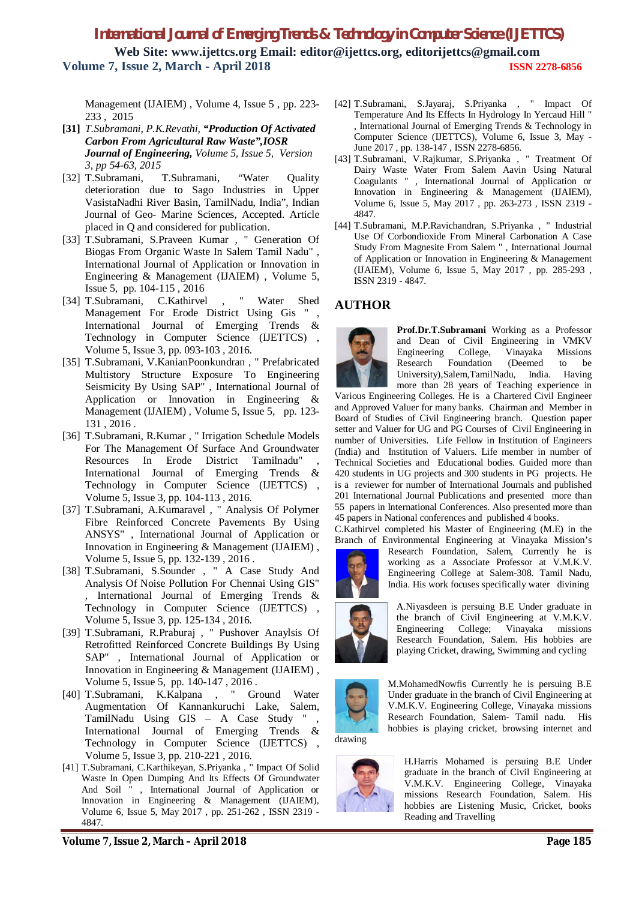Management (IJAIEM) , Volume 4, Issue 5 , pp. 223-233 , 2015

**[31]** *T.Subramani, P.K.Revathi,* ***"Production Of Activated Carbon From Agricultural Raw Waste",IOSR Journal of Engineering,*** *Volume 5, Issue 5, Version 3, pp 54-63, 2015*

[32] T.Subramani, T.Subramani, "Water Quality deterioration due to Sago Industries in Upper VasistaNadhi River Basin, TamilNadu, India", Indian Journal of Geo- Marine Sciences, Accepted. Article placed in Q and considered for publication.

[33] T.Subramani, S.Praveen Kumar , " Generation Of Biogas From Organic Waste In Salem Tamil Nadu" , International Journal of Application or Innovation in Engineering & Management (IJAIEM) , Volume 5, Issue 5, pp. 104-115 , 2016

[34] T.Subramani, C.Kathirvel , " Water Shed Management For Erode District Using Gis " , International Journal of Emerging Trends & Technology in Computer Science (IJETTCS) , Volume 5, Issue 3, pp. 093-103 , 2016.

[35] T.Subramani, V.KanianPoonkundran , " Prefabricated Multistory Structure Exposure To Engineering Seismicity By Using SAP" , International Journal of Application or Innovation in Engineering & Management (IJAIEM) , Volume 5, Issue 5, pp. 123-131 , 2016 .

[36] T.Subramani, R.Kumar , " Irrigation Schedule Models For The Management Of Surface And Groundwater Resources In Erode District Tamilnadu" , International Journal of Emerging Trends & Technology in Computer Science (IJETTCS) , Volume 5, Issue 3, pp. 104-113 , 2016.

[37] T.Subramani, A.Kumaravel , " Analysis Of Polymer Fibre Reinforced Concrete Pavements By Using ANSYS" , International Journal of Application or Innovation in Engineering & Management (IJAIEM) , Volume 5, Issue 5, pp. 132-139 , 2016 .

[38] T.Subramani, S.Sounder , " A Case Study And Analysis Of Noise Pollution For Chennai Using GIS" , International Journal of Emerging Trends & Technology in Computer Science (IJETTCS) , Volume 5, Issue 3, pp. 125-134 , 2016.

[39] T.Subramani, R.Praburaj , " Pushover Anaylsis Of Retrofitted Reinforced Concrete Buildings By Using SAP" , International Journal of Application or Innovation in Engineering & Management (IJAIEM) , Volume 5, Issue 5, pp. 140-147 , 2016 .

[40] T.Subramani, K.Kalpana , " Ground Water Augmentation Of Kannankuruchi Lake, Salem, TamilNadu Using GIS – A Case Study " , International Journal of Emerging Trends & Technology in Computer Science (IJETTCS) , Volume 5, Issue 3, pp. 210-221 , 2016.

[41] T.Subramani, C.Karthikeyan, S.Priyanka , " Impact Of Solid Waste In Open Dumping And Its Effects Of Groundwater And Soil " , International Journal of Application or Innovation in Engineering & Management (IJAIEM), Volume 6, Issue 5, May 2017 , pp. 251-262 , ISSN 2319 - 4847.

[42] T.Subramani, S.Jayaraj, S.Priyanka , " Impact Of Temperature And Its Effects In Hydrology In Yercaud Hill " , International Journal of Emerging Trends & Technology in Computer Science (IJETTCS), Volume 6, Issue 3, May - June 2017 , pp. 138-147 , ISSN 2278-6856.

[43] T.Subramani, V.Rajkumar, S.Priyanka , " Treatment Of Dairy Waste Water From Salem Aavin Using Natural Coagulants " , International Journal of Application or Innovation in Engineering & Management (IJAIEM), Volume 6, Issue 5, May 2017 , pp. 263-273 , ISSN 2319 - 4847.

[44] T.Subramani, M.P.Ravichandran, S.Priyanka , " Industrial Use Of Corbondioxide From Mineral Carbonation A Case Study From Magnesite From Salem " , International Journal of Application or Innovation in Engineering & Management (IJAIEM), Volume 6, Issue 5, May 2017 , pp. 285-293 , ISSN 2319 - 4847.

## AUTHOR

**Prof.Dr.T.Subramani** Working as a Professor and Dean of Civil Engineering in VMKV Engineering College, Vinayaka Missions Research Foundation (Deemed to be University),Salem,TamilNadu, India. Having more than 28 years of Teaching experience in Various Engineering Colleges. He is a Chartered Civil Engineer and Approved Valuer for many banks. Chairman and Member in Board of Studies of Civil Engineering branch. Question paper setter and Valuer for UG and PG Courses of Civil Engineering in number of Universities. Life Fellow in Institution of Engineers (India) and Institution of Valuers. Life member in number of Technical Societies and Educational bodies. Guided more than 420 students in UG projects and 300 students in PG projects. He is a reviewer for number of International Journals and published 201 International Journal Publications and presented more than 55 papers in International Conferences. Also presented more than 45 papers in National conferences and published 4 books.

C.Kathirvel completed his Master of Engineering (M.E) in the Branch of Environmental Engineering at Vinayaka Mission's Research Foundation, Salem, Currently he is working as a Associate Professor at V.M.K.V. Engineering College at Salem-308. Tamil Nadu, India. His work focuses specifically water divining

A.Niyasdeen is persuing B.E Under graduate in the branch of Civil Engineering at V.M.K.V. Engineering College; Vinayaka missions Research Foundation, Salem. His hobbies are playing Cricket, drawing, Swimming and cycling

M.MohamedNowfis Currently he is persuing B.E Under graduate in the branch of Civil Engineering at V.M.K.V. Engineering College, Vinayaka missions Research Foundation, Salem- Tamil nadu. His hobbies is playing cricket, browsing internet and drawing

H.Harris Mohamed is persuing B.E Under graduate in the branch of Civil Engineering at V.M.K.V. Engineering College, Vinayaka missions Research Foundation, Salem. His hobbies are Listening Music, Cricket, books Reading and Travelling